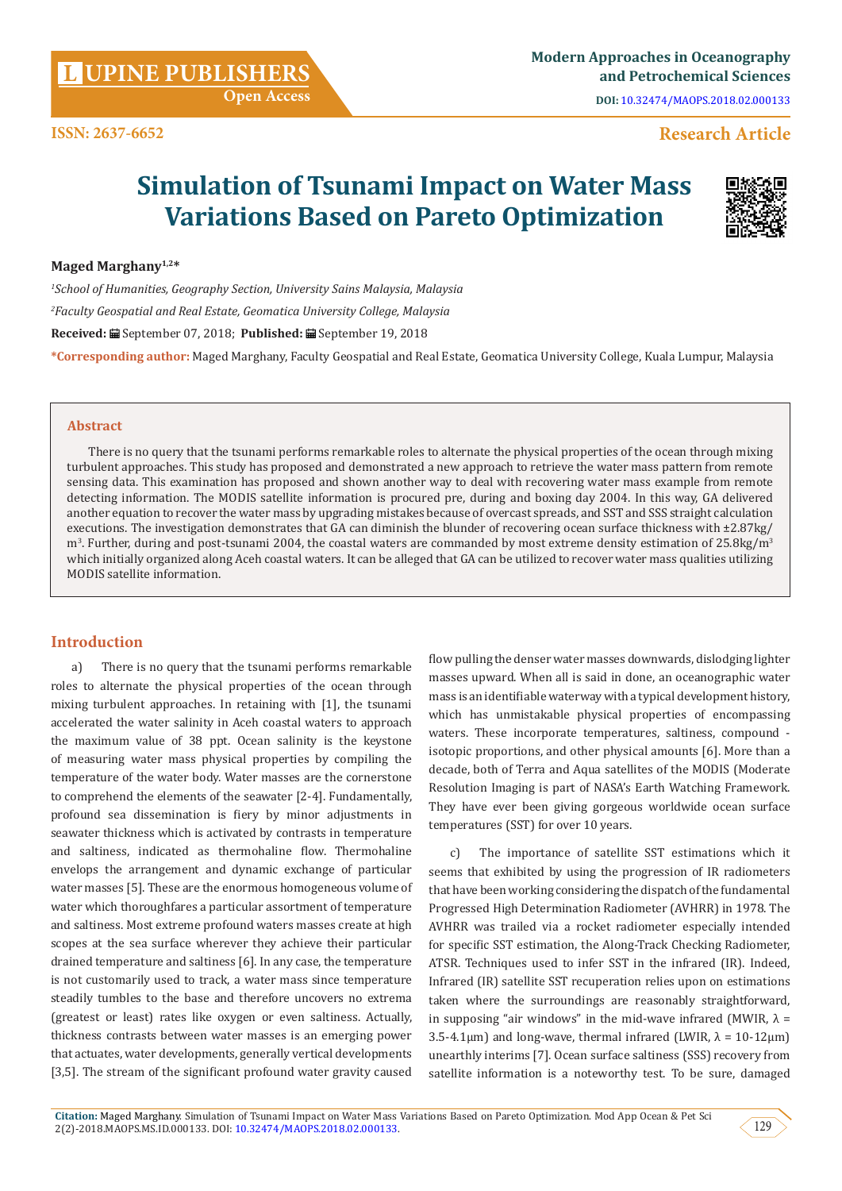# Simulation of Tsunami Impact on Water Mass Variations Based on Pareto Optimization

**Maged Marghany[1,2]***

*[1]School of Humanities, Geography Section, University Sains Malaysia, Malaysia*

*[2]Faculty Geospatial and Real Estate, Geomatica University College, Malaysia*

**Received:** September 07, 2018; **Published:** September 19, 2018

***Corresponding author:** Maged Marghany, Faculty Geospatial and Real Estate, Geomatica University College, Kuala Lumpur, Malaysia

## Abstract

There is no query that the tsunami performs remarkable roles to alternate the physical properties of the ocean through mixing turbulent approaches. This study has proposed and demonstrated a new approach to retrieve the water mass pattern from remote sensing data. This examination has proposed and shown another way to deal with recovering water mass example from remote detecting information. The MODIS satellite information is procured pre, during and boxing day 2004. In this way, GA delivered another equation to recover the water mass by upgrading mistakes because of overcast spreads, and SST and SSS straight calculation executions. The investigation demonstrates that GA can diminish the blunder of recovering ocean surface thickness with ±2.87kg/m$^3$. Further, during and post-tsunami 2004, the coastal waters are commanded by most extreme density estimation of 25.8kg/m$^3$ which initially organized along Aceh coastal waters. It can be alleged that GA can be utilized to recover water mass qualities utilizing MODIS satellite information.

## Introduction

a) There is no query that the tsunami performs remarkable roles to alternate the physical properties of the ocean through mixing turbulent approaches. In retaining with [1], the tsunami accelerated the water salinity in Aceh coastal waters to approach the maximum value of 38 ppt. Ocean salinity is the keystone of measuring water mass physical properties by compiling the temperature of the water body. Water masses are the cornerstone to comprehend the elements of the seawater [2-4]. Fundamentally, profound sea dissemination is fiery by minor adjustments in seawater thickness which is activated by contrasts in temperature and saltiness, indicated as thermohaline flow. Thermohaline envelops the arrangement and dynamic exchange of particular water masses [5]. These are the enormous homogeneous volume of water which thoroughfares a particular assortment of temperature and saltiness. Most extreme profound waters masses create at high scopes at the sea surface wherever they achieve their particular drained temperature and saltiness [6]. In any case, the temperature is not customarily used to track, a water mass since temperature steadily tumbles to the base and therefore uncovers no extrema (greatest or least) rates like oxygen or even saltiness. Actually, thickness contrasts between water masses is an emerging power that actuates, water developments, generally vertical developments [3,5]. The stream of the significant profound water gravity caused flow pulling the denser water masses downwards, dislodging lighter masses upward. When all is said in done, an oceanographic water mass is an identifiable waterway with a typical development history, which has unmistakable physical properties of encompassing waters. These incorporate temperatures, saltiness, compound - isotopic proportions, and other physical amounts [6]. More than a decade, both of Terra and Aqua satellites of the MODIS (Moderate Resolution Imaging is part of NASA's Earth Watching Framework. They have ever been giving gorgeous worldwide ocean surface temperatures (SST) for over 10 years.

c) The importance of satellite SST estimations which it seems that exhibited by using the progression of IR radiometers that have been working considering the dispatch of the fundamental Progressed High Determination Radiometer (AVHRR) in 1978. The AVHRR was trailed via a rocket radiometer especially intended for specific SST estimation, the Along-Track Checking Radiometer, ATSR. Techniques used to infer SST in the infrared (IR). Indeed, Infrared (IR) satellite SST recuperation relies upon on estimations taken where the surroundings are reasonably straightforward, in supposing "air windows" in the mid-wave infrared (MWIR, λ = 3.5-4.1μm) and long-wave, thermal infrared (LWIR, λ = 10-12μm) unearthly interims [7]. Ocean surface saltiness (SSS) recovery from satellite information is a noteworthy test. To be sure, damaged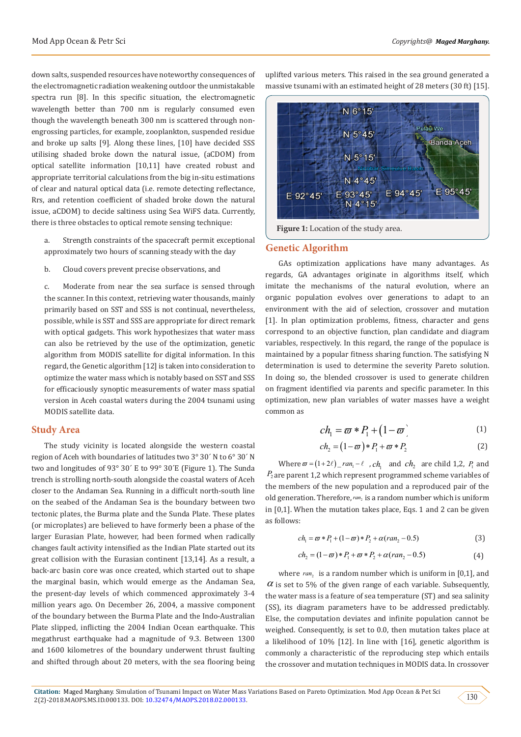down salts, suspended resources have noteworthy consequences of the electromagnetic radiation weakening outdoor the unmistakable spectra run [8]. In this specific situation, the electromagnetic wavelength better than 700 nm is regularly consumed even though the wavelength beneath 300 nm is scattered through non-engrossing particles, for example, zooplankton, suspended residue and broke up salts [9]. Along these lines, [10] have decided SSS utilising shaded broke down the natural issue, (aCDOM) from optical satellite information [10,11] have created robust and appropriate territorial calculations from the big in-situ estimations of clear and natural optical data (i.e. remote detecting reflectance, Rrs, and retention coefficient of shaded broke down the natural issue, aCDOM) to decide saltiness using Sea WiFS data. Currently, there is three obstacles to optical remote sensing technique:

a. Strength constraints of the spacecraft permit exceptional approximately two hours of scanning steady with the day

b. Cloud covers prevent precise observations, and

c. Moderate from near the sea surface is sensed through the scanner. In this context, retrieving water thousands, mainly primarily based on SST and SSS is not continual, nevertheless, possible, while is SST and SSS are appropriate for direct remark with optical gadgets. This work hypothesizes that water mass can also be retrieved by the use of the optimization, genetic algorithm from MODIS satellite for digital information. In this regard, the Genetic algorithm [12] is taken into consideration to optimize the water mass which is notably based on SST and SSS for efficaciously synoptic measurements of water mass spatial version in Aceh coastal waters during the 2004 tsunami using MODIS satellite data.

## Study Area

The study vicinity is located alongside the western coastal region of Aceh with boundaries of latitudes two 3° 30´ N to 6° 30´ N two and longitudes of 93° 30´ E to 99° 30´E (Figure 1). The Sunda trench is strolling north-south alongside the coastal waters of Aceh closer to the Andaman Sea. Running in a difficult north-south line on the seabed of the Andaman Sea is the boundary between two tectonic plates, the Burma plate and the Sunda Plate. These plates (or microplates) are believed to have formerly been a phase of the larger Eurasian Plate, however, had been formed when radically changes fault activity intensified as the Indian Plate started out its great collision with the Eurasian continent [13,14]. As a result, a back-arc basin core was once created, which started out to shape the marginal basin, which would emerge as the Andaman Sea, the present-day levels of which commenced approximately 3-4 million years ago. On December 26, 2004, a massive component of the boundary between the Burma Plate and the Indo-Australian Plate slipped, inflicting the 2004 Indian Ocean earthquake. This megathrust earthquake had a magnitude of 9.3. Between 1300 and 1600 kilometres of the boundary underwent thrust faulting and shifted through about 20 meters, with the sea flooring being uplifted various meters. This raised in the sea ground generated a massive tsunami with an estimated height of 28 meters (30 ft) [15].

**Figure 1:** Location of the study area.

## Genetic Algorithm

GAs optimization applications have many advantages. As regards, GA advantages originate in algorithms itself, which imitate the mechanisms of the natural evolution, where an organic population evolves over generations to adapt to an environment with the aid of selection, crossover and mutation [1]. In plan optimization problems, fitness, character and gens correspond to an objective function, plan candidate and diagram variables, respectively. In this regard, the range of the populace is maintained by a popular fitness sharing function. The satisfying N determination is used to determine the severity Pareto solution. In doing so, the blended crossover is used to generate children on fragment identified via parents and specific parameter. In this optimization, new plan variables of water masses have a weight common as

$$ch_1 = \varpi * P_1 + (1-\varpi)' \quad (1)$$

$$ch_2 = (1-\varpi) * P_1 + \varpi * P_2 \quad (2)$$

Where $\varpi = (1+2\ell)\_ran_1 - \ell$ , $ch_1$ and $ch_2$ are child 1,2, $P_1$ and $P_2$ are parent 1,2 which represent programmed scheme variables of the members of the new population and a reproduced pair of the old generation. Therefore, $ran_2$ is a random number which is uniform in [0,1]. When the mutation takes place, Eqs. 1 and 2 can be given as follows:

$$ch_1 = \varpi * P_1 + (1-\varpi) * P_2 + \alpha(ran_2 - 0.5) \quad (3)$$

$$ch_2 = (1-\varpi) * P_1 + \varpi * P_2 + \alpha(ran_2 - 0.5) \quad (4)$$

where $ran_2$ is a random number which is uniform in [0,1], and $\alpha$ is set to 5% of the given range of each variable. Subsequently, the water mass is a feature of sea temperature (ST) and sea salinity (SS), its diagram parameters have to be addressed predictably. Else, the computation deviates and infinite population cannot be weighed. Consequently, is set to 0.0, then mutation takes place at a likelihood of 10% [12]. In line with [16], genetic algorithm is commonly a characteristic of the reproducing step which entails the crossover and mutation techniques in MODIS data. In crossover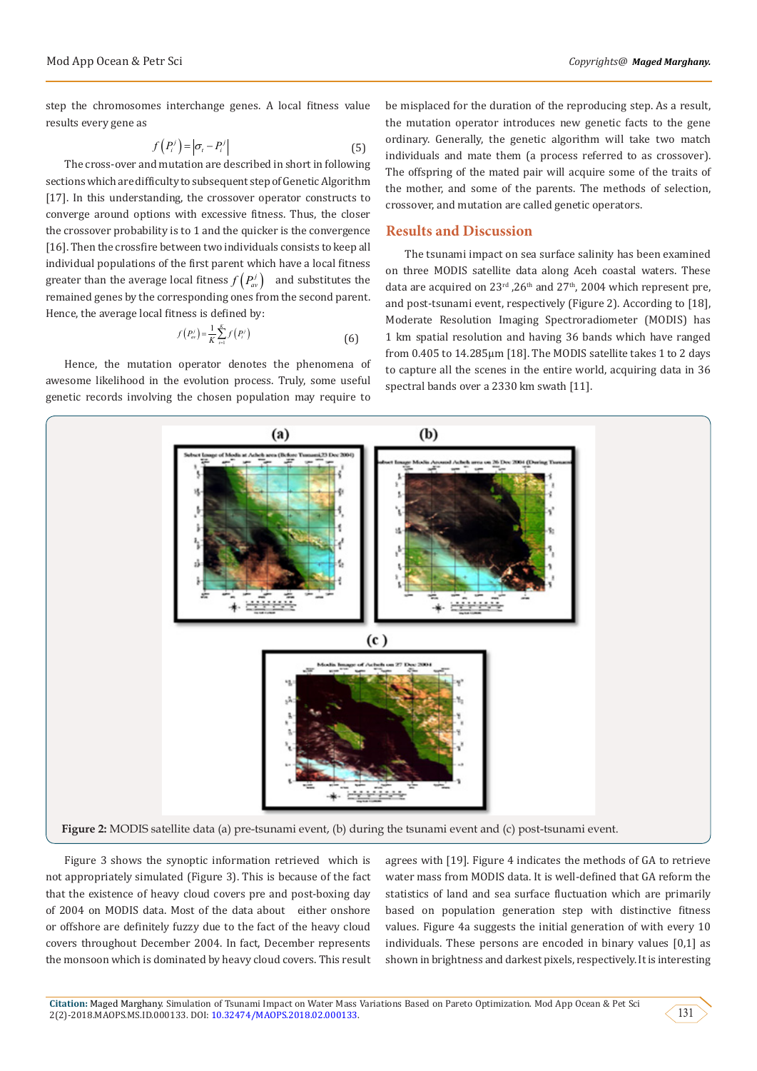step the chromosomes interchange genes. A local fitness value results every gene as

$$f\left(P_i^j\right) = \left|\sigma_i - P_i^j\right| \quad (5)$$

The cross-over and mutation are described in short in following sections which are difficulty to subsequent step of Genetic Algorithm [17]. In this understanding, the crossover operator constructs to converge around options with excessive fitness. Thus, the closer the crossover probability is to 1 and the quicker is the convergence [16]. Then the crossfire between two individuals consists to keep all individual populations of the first parent which have a local fitness greater than the average local fitness $f\left(P_{av}^j\right)$ and substitutes the remained genes by the corresponding ones from the second parent. Hence, the average local fitness is defined by:

$$f\left(P_{av}^j\right) = \frac{1}{K}\sum_{i=1}^{K} f\left(P_i^j\right) \quad (6)$$

Hence, the mutation operator denotes the phenomena of awesome likelihood in the evolution process. Truly, some useful genetic records involving the chosen population may require to be misplaced for the duration of the reproducing step. As a result, the mutation operator introduces new genetic facts to the gene ordinary. Generally, the genetic algorithm will take two match individuals and mate them (a process referred to as crossover). The offspring of the mated pair will acquire some of the traits of the mother, and some of the parents. The methods of selection, crossover, and mutation are called genetic operators.

## Results and Discussion

The tsunami impact on sea surface salinity has been examined on three MODIS satellite data along Aceh coastal waters. These data are acquired on 23rd ,26th and 27th, 2004 which represent pre, and post-tsunami event, respectively (Figure 2). According to [18], Moderate Resolution Imaging Spectroradiometer (MODIS) has 1 km spatial resolution and having 36 bands which have ranged from 0.405 to 14.285µm [18]. The MODIS satellite takes 1 to 2 days to capture all the scenes in the entire world, acquiring data in 36 spectral bands over a 2330 km swath [11].

**Figure 2:** MODIS satellite data (a) pre-tsunami event, (b) during the tsunami event and (c) post-tsunami event.

Figure 3 shows the synoptic information retrieved which is not appropriately simulated (Figure 3). This is because of the fact that the existence of heavy cloud covers pre and post-boxing day of 2004 on MODIS data. Most of the data about either onshore or offshore are definitely fuzzy due to the fact of the heavy cloud covers throughout December 2004. In fact, December represents the monsoon which is dominated by heavy cloud covers. This result agrees with [19]. Figure 4 indicates the methods of GA to retrieve water mass from MODIS data. It is well-defined that GA reform the statistics of land and sea surface fluctuation which are primarily based on population generation step with distinctive fitness values. Figure 4a suggests the initial generation of with every 10 individuals. These persons are encoded in binary values [0,1] as shown in brightness and darkest pixels, respectively. It is interesting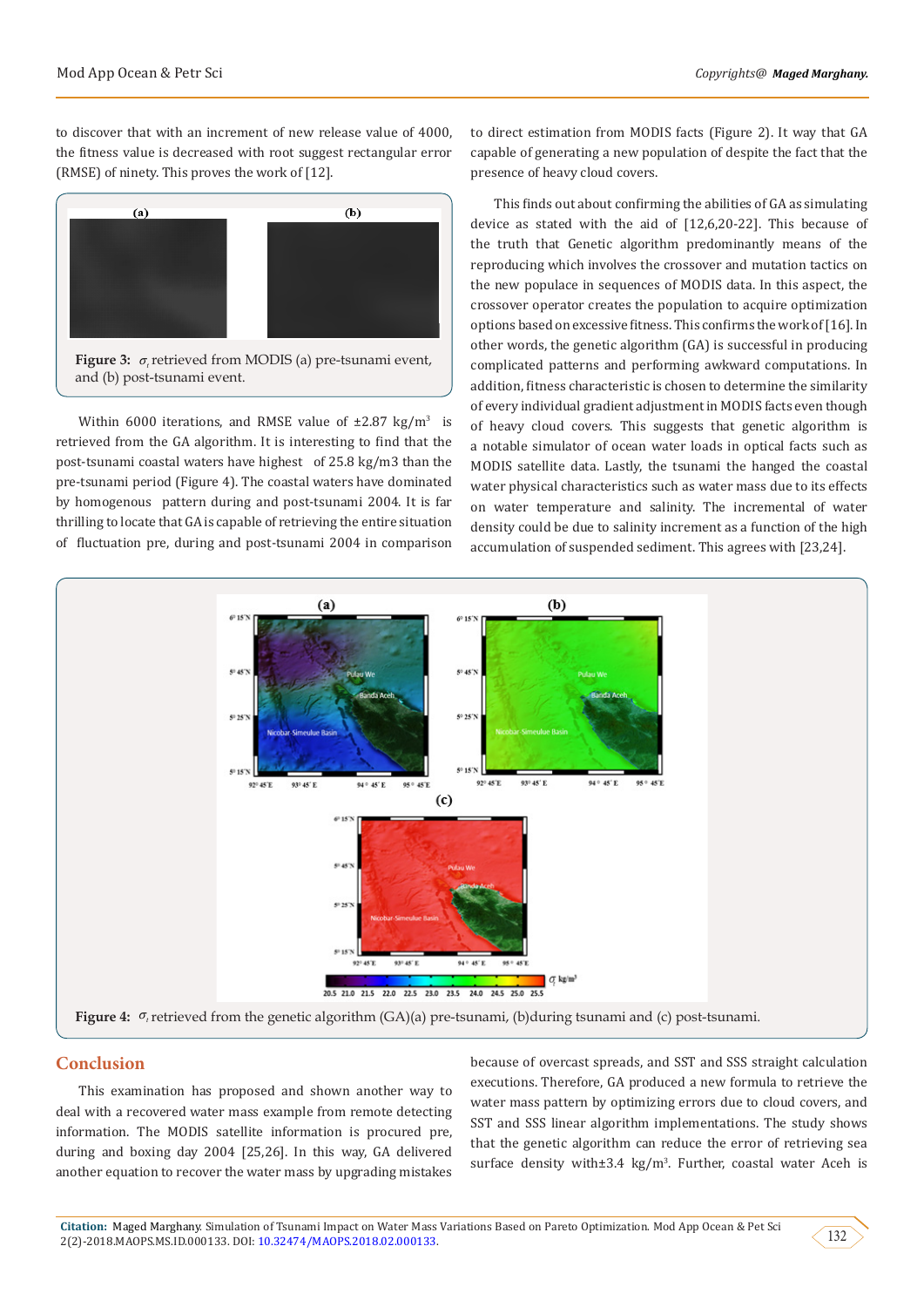to discover that with an increment of new release value of 4000, the fitness value is decreased with root suggest rectangular error (RMSE) of ninety. This proves the work of [12].

**Figure 3:** $\sigma_t$ retrieved from MODIS (a) pre-tsunami event, and (b) post-tsunami event.

Within 6000 iterations, and RMSE value of ±2.87 kg/m$^3$ is retrieved from the GA algorithm. It is interesting to find that the post-tsunami coastal waters have highest of 25.8 kg/m3 than the pre-tsunami period (Figure 4). The coastal waters have dominated by homogenous pattern during and post-tsunami 2004. It is far thrilling to locate that GA is capable of retrieving the entire situation of fluctuation pre, during and post-tsunami 2004 in comparison to direct estimation from MODIS facts (Figure 2). It way that GA capable of generating a new population of despite the fact that the presence of heavy cloud covers.

This finds out about confirming the abilities of GA as simulating device as stated with the aid of [12,6,20-22]. This because of the truth that Genetic algorithm predominantly means of the reproducing which involves the crossover and mutation tactics on the new populace in sequences of MODIS data. In this aspect, the crossover operator creates the population to acquire optimization options based on excessive fitness. This confirms the work of [16]. In other words, the genetic algorithm (GA) is successful in producing complicated patterns and performing awkward computations. In addition, fitness characteristic is chosen to determine the similarity of every individual gradient adjustment in MODIS facts even though of heavy cloud covers. This suggests that genetic algorithm is a notable simulator of ocean water loads in optical facts such as MODIS satellite data. Lastly, the tsunami the hanged the coastal water physical characteristics such as water mass due to its effects on water temperature and salinity. The incremental of water density could be due to salinity increment as a function of the high accumulation of suspended sediment. This agrees with [23,24].

**Figure 4:** $\sigma_t$ retrieved from the genetic algorithm (GA)(a) pre-tsunami, (b)during tsunami and (c) post-tsunami.

## Conclusion

This examination has proposed and shown another way to deal with a recovered water mass example from remote detecting information. The MODIS satellite information is procured pre, during and boxing day 2004 [25,26]. In this way, GA delivered another equation to recover the water mass by upgrading mistakes because of overcast spreads, and SST and SSS straight calculation executions. Therefore, GA produced a new formula to retrieve the water mass pattern by optimizing errors due to cloud covers, and SST and SSS linear algorithm implementations. The study shows that the genetic algorithm can reduce the error of retrieving sea surface density with±3.4 kg/m$^3$. Further, coastal water Aceh is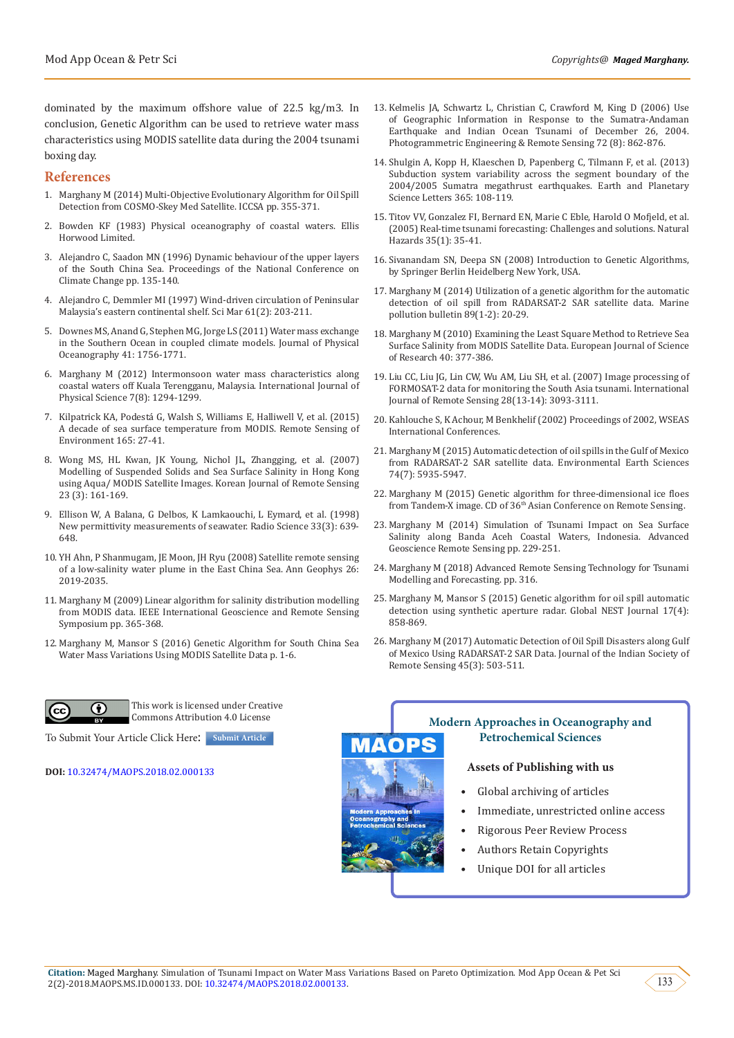dominated by the maximum offshore value of 22.5 kg/m3. In conclusion, Genetic Algorithm can be used to retrieve water mass characteristics using MODIS satellite data during the 2004 tsunami boxing day.

## References

1. Marghany M (2014) Multi-Objective Evolutionary Algorithm for Oil Spill Detection from COSMO-Skey Med Satellite. ICCSA pp. 355-371.
2. Bowden KF (1983) Physical oceanography of coastal waters. Ellis Horwood Limited.
3. Alejandro C, Saadon MN (1996) Dynamic behaviour of the upper layers of the South China Sea. Proceedings of the National Conference on Climate Change pp. 135-140.
4. Alejandro C, Demmler MI (1997) Wind-driven circulation of Peninsular Malaysia's eastern continental shelf. Sci Mar 61(2): 203-211.
5. Downes MS, Anand G, Stephen MG, Jorge LS (2011) Water mass exchange in the Southern Ocean in coupled climate models. Journal of Physical Oceanography 41: 1756-1771.
6. Marghany M (2012) Intermonsoon water mass characteristics along coastal waters off Kuala Terengganu, Malaysia. International Journal of Physical Science 7(8): 1294-1299.
7. Kilpatrick KA, Podestá G, Walsh S, Williams E, Halliwell V, et al. (2015) A decade of sea surface temperature from MODIS. Remote Sensing of Environment 165: 27-41.
8. Wong MS, HL Kwan, JK Young, Nichol JL, Zhangging, et al. (2007) Modelling of Suspended Solids and Sea Surface Salinity in Hong Kong using Aqua/ MODIS Satellite Images. Korean Journal of Remote Sensing 23 (3): 161-169.
9. Ellison W, A Balana, G Delbos, K Lamkaouchi, L Eymard, et al. (1998) New permittivity measurements of seawater. Radio Science 33(3): 639-648.
10. YH Ahn, P Shanmugam, JE Moon, JH Ryu (2008) Satellite remote sensing of a low-salinity water plume in the East China Sea. Ann Geophys 26: 2019-2035.
11. Marghany M (2009) Linear algorithm for salinity distribution modelling from MODIS data. IEEE International Geoscience and Remote Sensing Symposium pp. 365-368.
12. Marghany M, Mansor S (2016) Genetic Algorithm for South China Sea Water Mass Variations Using MODIS Satellite Data p. 1-6.
13. Kelmelis JA, Schwartz L, Christian C, Crawford M, King D (2006) Use of Geographic Information in Response to the Sumatra-Andaman Earthquake and Indian Ocean Tsunami of December 26, 2004. Photogrammetric Engineering & Remote Sensing 72 (8): 862-876.
14. Shulgin A, Kopp H, Klaeschen D, Papenberg C, Tilmann F, et al. (2013) Subduction system variability across the segment boundary of the 2004/2005 Sumatra megathrust earthquakes. Earth and Planetary Science Letters 365: 108-119.
15. Titov VV, Gonzalez FI, Bernard EN, Marie C Eble, Harold O Mofjeld, et al. (2005) Real-time tsunami forecasting: Challenges and solutions. Natural Hazards 35(1): 35-41.
16. Sivanandam SN, Deepa SN (2008) Introduction to Genetic Algorithms, by Springer Berlin Heidelberg New York, USA.
17. Marghany M (2014) Utilization of a genetic algorithm for the automatic detection of oil spill from RADARSAT-2 SAR satellite data. Marine pollution bulletin 89(1-2): 20-29.
18. Marghany M (2010) Examining the Least Square Method to Retrieve Sea Surface Salinity from MODIS Satellite Data. European Journal of Science of Research 40: 377-386.
19. Liu CC, Liu JG, Lin CW, Wu AM, Liu SH, et al. (2007) Image processing of FORMOSAT-2 data for monitoring the South Asia tsunami. International Journal of Remote Sensing 28(13-14): 3093-3111.
20. Kahlouche S, K Achour, M Benkhelif (2002) Proceedings of 2002, WSEAS International Conferences.
21. Marghany M (2015) Automatic detection of oil spills in the Gulf of Mexico from RADARSAT-2 SAR satellite data. Environmental Earth Sciences 74(7): 5935-5947.
22. Marghany M (2015) Genetic algorithm for three-dimensional ice floes from Tandem-X image. CD of 36th Asian Conference on Remote Sensing.
23. Marghany M (2014) Simulation of Tsunami Impact on Sea Surface Salinity along Banda Aceh Coastal Waters, Indonesia. Advanced Geoscience Remote Sensing pp. 229-251.
24. Marghany M (2018) Advanced Remote Sensing Technology for Tsunami Modelling and Forecasting. pp. 316.
25. Marghany M, Mansor S (2015) Genetic algorithm for oil spill automatic detection using synthetic aperture radar. Global NEST Journal 17(4): 858-869.
26. Marghany M (2017) Automatic Detection of Oil Spill Disasters along Gulf of Mexico Using RADARSAT-2 SAR Data. Journal of the Indian Society of Remote Sensing 45(3): 503-511.

This work is licensed under Creative Commons Attribution 4.0 License

To Submit Your Article Click Here: Submit Article

**DOI:** 10.32474/MAOPS.2018.02.000133

**Modern Approaches in Oceanography and Petrochemical Sciences**

**Assets of Publishing with us**

- Global archiving of articles
- Immediate, unrestricted online access
- Rigorous Peer Review Process
- Authors Retain Copyrights
- Unique DOI for all articles

**Citation:** Maged Marghany. Simulation of Tsunami Impact on Water Mass Variations Based on Pareto Optimization. Mod App Ocean & Pet Sci 2(2)-2018.MAOPS.MS.ID.000133. DOI: 10.32474/MAOPS.2018.02.000133.